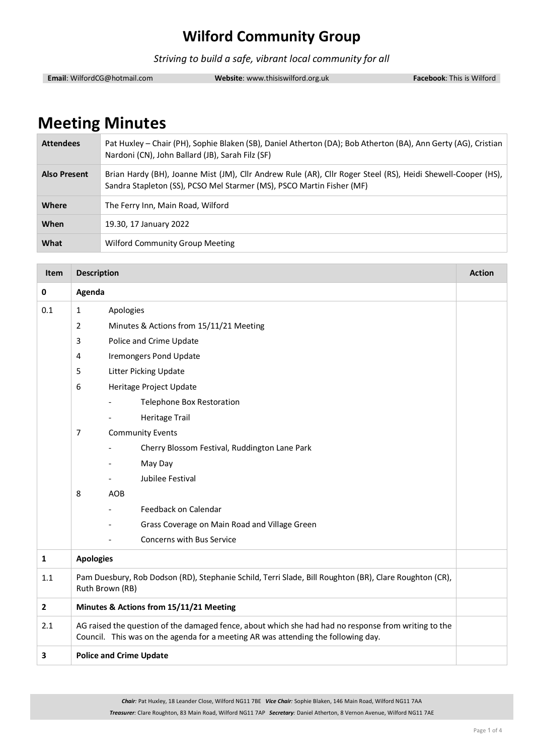# Wilford Community Group

*Striving to build a safe, vibrant local community for all*

**Email**: WilfordCG@hotmail.com **Website**: www.thisiswilford.org.uk **Facebook**: This is Wilford

# Meeting Minutes

| | |
|---|---|
| **Attendees** | Pat Huxley – Chair (PH), Sophie Blaken (SB), Daniel Atherton (DA); Bob Atherton (BA), Ann Gerty (AG), Cristian Nardoni (CN), John Ballard (JB), Sarah Filz (SF) |
| **Also Present** | Brian Hardy (BH), Joanne Mist (JM), Cllr Andrew Rule (AR), Cllr Roger Steel (RS), Heidi Shewell-Cooper (HS), Sandra Stapleton (SS), PCSO Mel Starmer (MS), PSCO Martin Fisher (MF) |
| **Where** | The Ferry Inn, Main Road, Wilford |
| **When** | 19.30, 17 January 2022 |
| **What** | Wilford Community Group Meeting |

| Item | Description | Action |
|---|---|---|
| **0** | **Agenda** | |
| 0.1 | 1 Apologies<br>2 Minutes & Actions from 15/11/21 Meeting<br>3 Police and Crime Update<br>4 Iremongers Pond Update<br>5 Litter Picking Update<br>6 Heritage Project Update<br>- Telephone Box Restoration<br>- Heritage Trail<br>7 Community Events<br>- Cherry Blossom Festival, Ruddington Lane Park<br>- May Day<br>- Jubilee Festival<br>8 AOB<br>- Feedback on Calendar<br>- Grass Coverage on Main Road and Village Green<br>- Concerns with Bus Service | |
| **1** | **Apologies** | |
| 1.1 | Pam Duesbury, Rob Dodson (RD), Stephanie Schild, Terri Slade, Bill Roughton (BR), Clare Roughton (CR), Ruth Brown (RB) | |
| **2** | **Minutes & Actions from 15/11/21 Meeting** | |
| 2.1 | AG raised the question of the damaged fence, about which she had had no response from writing to the Council. This was on the agenda for a meeting AR was attending the following day. | |
| **3** | **Police and Crime Update** | |

*Chair:* Pat Huxley, 18 Leander Close, Wilford NG11 7BE *Vice Chair:* Sophie Blaken, 146 Main Road, Wilford NG11 7AA
*Treasurer:* Clare Roughton, 83 Main Road, Wilford NG11 7AP *Secretary:* Daniel Atherton, 8 Vernon Avenue, Wilford NG11 7AE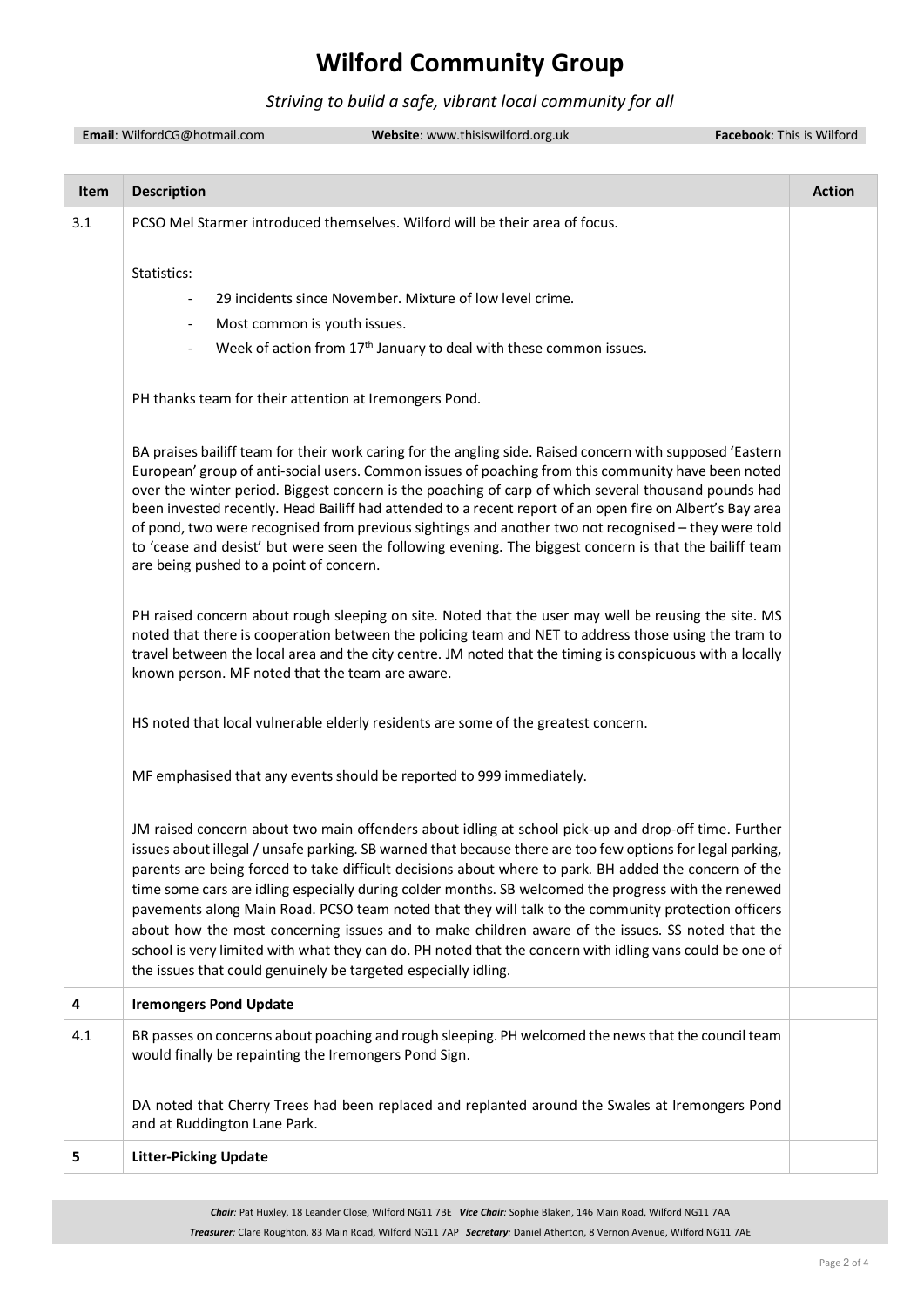# Wilford Community Group

*Striving to build a safe, vibrant local community for all*

**Email**: WilfordCG@hotmail.com **Website**: www.thisiswilford.org.uk **Facebook**: This is Wilford

| Item | Description | Action |
|---|---|---|
| 3.1 | PCSO Mel Starmer introduced themselves. Wilford will be their area of focus.<br><br>Statistics:<br>- 29 incidents since November. Mixture of low level crime.<br>- Most common is youth issues.<br>- Week of action from 17th January to deal with these common issues.<br><br>PH thanks team for their attention at Iremongers Pond.<br><br>BA praises bailiff team for their work caring for the angling side. Raised concern with supposed 'Eastern European' group of anti-social users. Common issues of poaching from this community have been noted over the winter period. Biggest concern is the poaching of carp of which several thousand pounds had been invested recently. Head Bailiff had attended to a recent report of an open fire on Albert's Bay area of pond, two were recognised from previous sightings and another two not recognised – they were told to 'cease and desist' but were seen the following evening. The biggest concern is that the bailiff team are being pushed to a point of concern.<br><br>PH raised concern about rough sleeping on site. Noted that the user may well be reusing the site. MS noted that there is cooperation between the policing team and NET to address those using the tram to travel between the local area and the city centre. JM noted that the timing is conspicuous with a locally known person. MF noted that the team are aware.<br><br>HS noted that local vulnerable elderly residents are some of the greatest concern.<br><br>MF emphasised that any events should be reported to 999 immediately.<br><br>JM raised concern about two main offenders about idling at school pick-up and drop-off time. Further issues about illegal / unsafe parking. SB warned that because there are too few options for legal parking, parents are being forced to take difficult decisions about where to park. BH added the concern of the time some cars are idling especially during colder months. SB welcomed the progress with the renewed pavements along Main Road. PCSO team noted that they will talk to the community protection officers about how the most concerning issues and to make children aware of the issues. SS noted that the school is very limited with what they can do. PH noted that the concern with idling vans could be one of the issues that could genuinely be targeted especially idling. | |
| **4** | **Iremongers Pond Update** | |
| 4.1 | BR passes on concerns about poaching and rough sleeping. PH welcomed the news that the council team would finally be repainting the Iremongers Pond Sign.<br><br>DA noted that Cherry Trees had been replaced and replanted around the Swales at Iremongers Pond and at Ruddington Lane Park. | |
| **5** | **Litter-Picking Update** | |

*Chair:* Pat Huxley, 18 Leander Close, Wilford NG11 7BE *Vice Chair:* Sophie Blaken, 146 Main Road, Wilford NG11 7AA
*Treasurer:* Clare Roughton, 83 Main Road, Wilford NG11 7AP *Secretary:* Daniel Atherton, 8 Vernon Avenue, Wilford NG11 7AE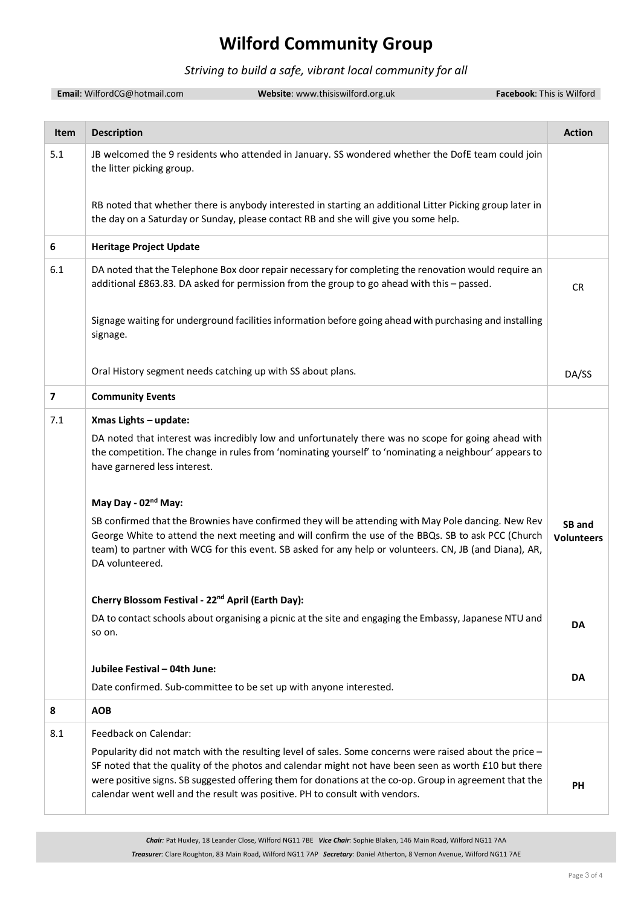# Wilford Community Group

*Striving to build a safe, vibrant local community for all*

**Email**: WilfordCG@hotmail.com **Website**: www.thisiswilford.org.uk **Facebook**: This is Wilford

| Item | Description | Action |
|---|---|---|
| 5.1 | JB welcomed the 9 residents who attended in January. SS wondered whether the DofE team could join the litter picking group.<br><br>RB noted that whether there is anybody interested in starting an additional Litter Picking group later in the day on a Saturday or Sunday, please contact RB and she will give you some help. | |
| **6** | **Heritage Project Update** | |
| 6.1 | DA noted that the Telephone Box door repair necessary for completing the renovation would require an additional £863.83. DA asked for permission from the group to go ahead with this – passed.<br><br>Signage waiting for underground facilities information before going ahead with purchasing and installing signage.<br><br>Oral History segment needs catching up with SS about plans. | CR<br><br><br><br>DA/SS |
| **7** | **Community Events** | |
| 7.1 | **Xmas Lights – update:**<br>DA noted that interest was incredibly low and unfortunately there was no scope for going ahead with the competition. The change in rules from 'nominating yourself' to 'nominating a neighbour' appears to have garnered less interest.<br><br>**May Day - 02nd May:**<br>SB confirmed that the Brownies have confirmed they will be attending with May Pole dancing. New Rev George White to attend the next meeting and will confirm the use of the BBQs. SB to ask PCC (Church team) to partner with WCG for this event. SB asked for any help or volunteers. CN, JB (and Diana), AR, DA volunteered.<br><br>**Cherry Blossom Festival - 22nd April (Earth Day):**<br>DA to contact schools about organising a picnic at the site and engaging the Embassy, Japanese NTU and so on.<br><br>**Jubilee Festival – 04th June:**<br>Date confirmed. Sub-committee to be set up with anyone interested. | <br><br><br><br>**SB and Volunteers**<br><br><br>**DA**<br><br><br>**DA** |
| **8** | **AOB** | |
| 8.1 | Feedback on Calendar:<br>Popularity did not match with the resulting level of sales. Some concerns were raised about the price – SF noted that the quality of the photos and calendar might not have been seen as worth £10 but there were positive signs. SB suggested offering them for donations at the co-op. Group in agreement that the calendar went well and the result was positive. PH to consult with vendors. | **PH** |

*Chair*: Pat Huxley, 18 Leander Close, Wilford NG11 7BE *Vice Chair*: Sophie Blaken, 146 Main Road, Wilford NG11 7AA
*Treasurer*: Clare Roughton, 83 Main Road, Wilford NG11 7AP *Secretary*: Daniel Atherton, 8 Vernon Avenue, Wilford NG11 7AE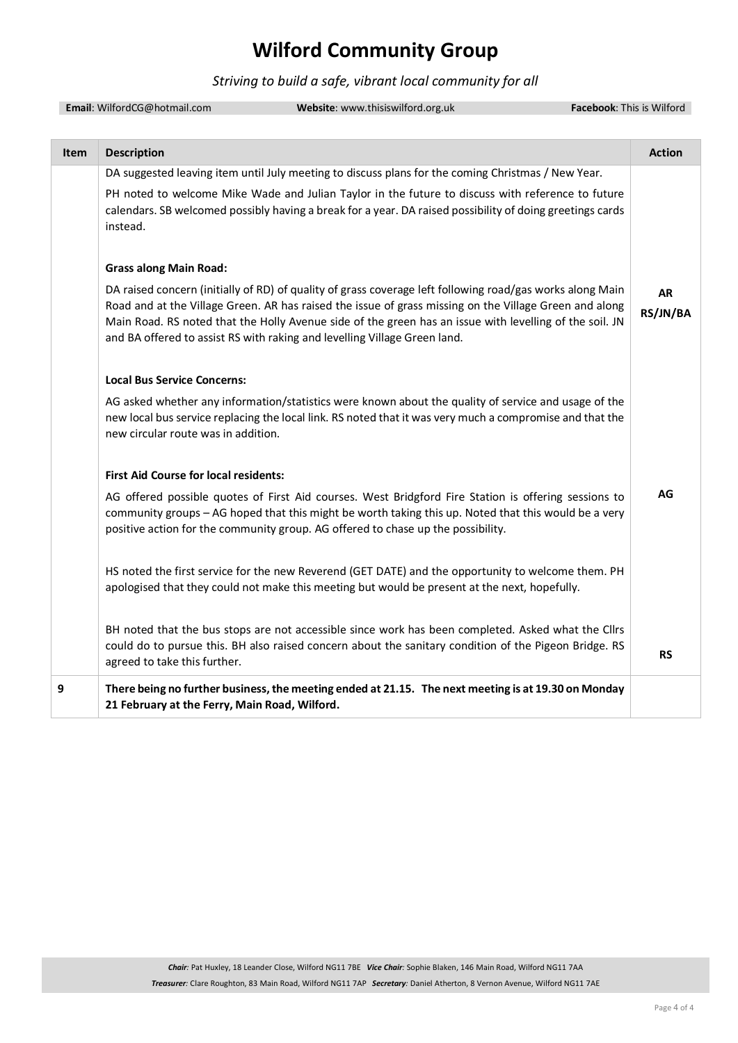# Wilford Community Group

*Striving to build a safe, vibrant local community for all*

**Email**: WilfordCG@hotmail.com **Website**: www.thisiswilford.org.uk **Facebook**: This is Wilford

| Item | Description | Action |
|---|---|---|
| | DA suggested leaving item until July meeting to discuss plans for the coming Christmas / New Year.<br><br>PH noted to welcome Mike Wade and Julian Taylor in the future to discuss with reference to future calendars. SB welcomed possibly having a break for a year. DA raised possibility of doing greetings cards instead. | |
| | **Grass along Main Road:**<br><br>DA raised concern (initially of RD) of quality of grass coverage left following road/gas works along Main Road and at the Village Green. AR has raised the issue of grass missing on the Village Green and along Main Road. RS noted that the Holly Avenue side of the green has an issue with levelling of the soil. JN and BA offered to assist RS with raking and levelling Village Green land. | **AR**<br>**RS/JN/BA** |
| | **Local Bus Service Concerns:**<br><br>AG asked whether any information/statistics were known about the quality of service and usage of the new local bus service replacing the local link. RS noted that it was very much a compromise and that the new circular route was in addition. | |
| | **First Aid Course for local residents:**<br><br>AG offered possible quotes of First Aid courses. West Bridgford Fire Station is offering sessions to community groups – AG hoped that this might be worth taking this up. Noted that this would be a very positive action for the community group. AG offered to chase up the possibility. | **AG** |
| | HS noted the first service for the new Reverend (GET DATE) and the opportunity to welcome them. PH apologised that they could not make this meeting but would be present at the next, hopefully. | |
| | BH noted that the bus stops are not accessible since work has been completed. Asked what the Cllrs could do to pursue this. BH also raised concern about the sanitary condition of the Pigeon Bridge. RS agreed to take this further. | **RS** |
| 9 | **There being no further business, the meeting ended at 21.15. The next meeting is at 19.30 on Monday 21 February at the Ferry, Main Road, Wilford.** | |

***Chair**:* Pat Huxley, 18 Leander Close, Wilford NG11 7BE ***Vice Chair**:* Sophie Blaken, 146 Main Road, Wilford NG11 7AA
***Treasurer**:* Clare Roughton, 83 Main Road, Wilford NG11 7AP ***Secretary**:* Daniel Atherton, 8 Vernon Avenue, Wilford NG11 7AE